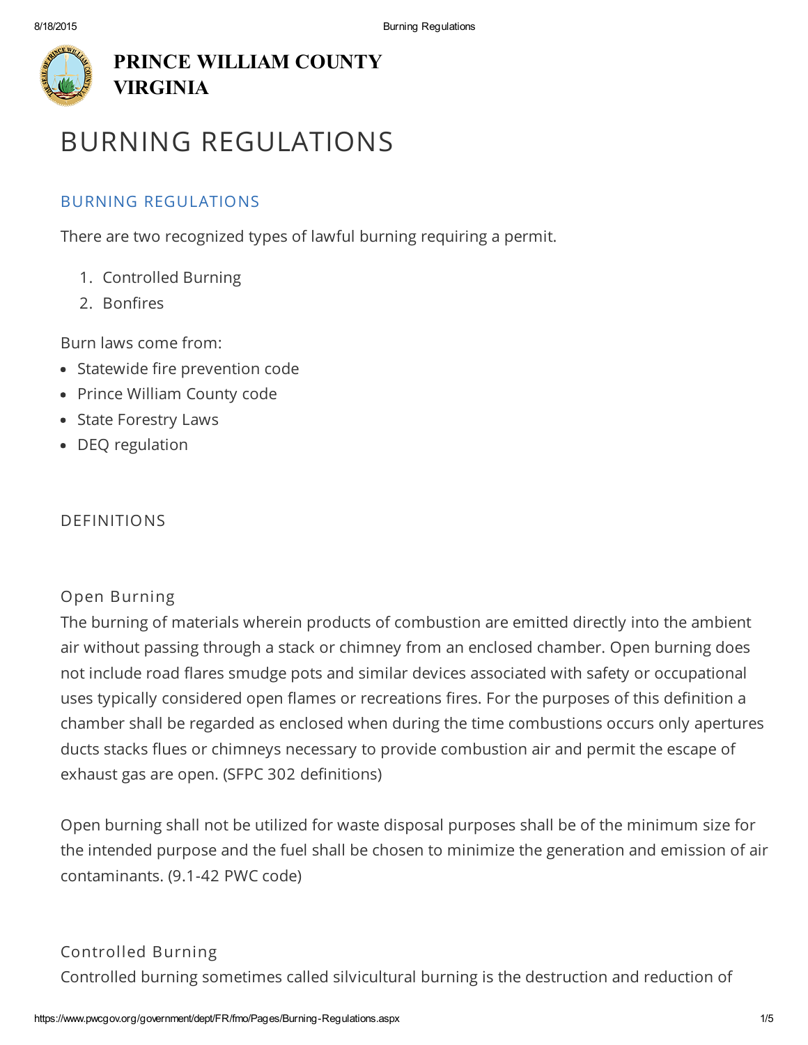**PRINCE WILLIAM COUNTY VIRGINIA**

# BURNING REGULATIONS

## BURNING REGULATIONS

There are two recognized types of lawful burning requiring a permit.

1. Controlled Burning
2. Bonfires

Burn laws come from:

- Statewide fire prevention code
- Prince William County code
- State Forestry Laws
- DEQ regulation

### DEFINITIONS

#### Open Burning

The burning of materials wherein products of combustion are emitted directly into the ambient air without passing through a stack or chimney from an enclosed chamber. Open burning does not include road flares smudge pots and similar devices associated with safety or occupational uses typically considered open flames or recreations fires. For the purposes of this definition a chamber shall be regarded as enclosed when during the time combustions occurs only apertures ducts stacks flues or chimneys necessary to provide combustion air and permit the escape of exhaust gas are open. (SFPC 302 definitions)

Open burning shall not be utilized for waste disposal purposes shall be of the minimum size for the intended purpose and the fuel shall be chosen to minimize the generation and emission of air contaminants. (9.1-42 PWC code)

#### Controlled Burning

Controlled burning sometimes called silvicultural burning is the destruction and reduction of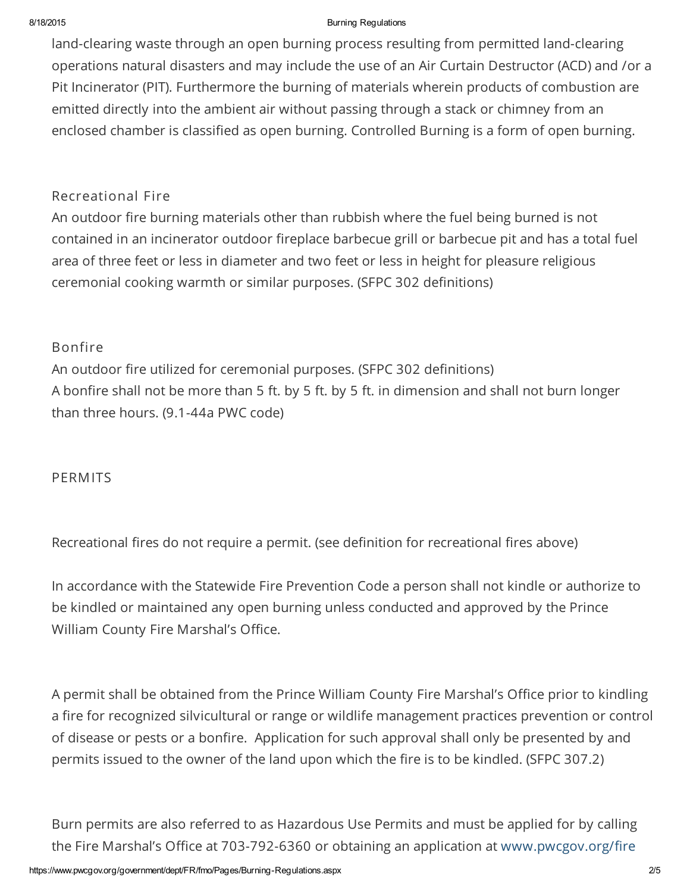land-clearing waste through an open burning process resulting from permitted land-clearing operations natural disasters and may include the use of an Air Curtain Destructor (ACD) and /or a Pit Incinerator (PIT). Furthermore the burning of materials wherein products of combustion are emitted directly into the ambient air without passing through a stack or chimney from an enclosed chamber is classified as open burning. Controlled Burning is a form of open burning.

### Recreational Fire

An outdoor fire burning materials other than rubbish where the fuel being burned is not contained in an incinerator outdoor fireplace barbecue grill or barbecue pit and has a total fuel area of three feet or less in diameter and two feet or less in height for pleasure religious ceremonial cooking warmth or similar purposes. (SFPC 302 definitions)

### Bonfire

An outdoor fire utilized for ceremonial purposes. (SFPC 302 definitions)
A bonfire shall not be more than 5 ft. by 5 ft. by 5 ft. in dimension and shall not burn longer than three hours. (9.1-44a PWC code)

## PERMITS

Recreational fires do not require a permit. (see definition for recreational fires above)

In accordance with the Statewide Fire Prevention Code a person shall not kindle or authorize to be kindled or maintained any open burning unless conducted and approved by the Prince William County Fire Marshal's Office.

A permit shall be obtained from the Prince William County Fire Marshal's Office prior to kindling a fire for recognized silvicultural or range or wildlife management practices prevention or control of disease or pests or a bonfire. Application for such approval shall only be presented by and permits issued to the owner of the land upon which the fire is to be kindled. (SFPC 307.2)

Burn permits are also referred to as Hazardous Use Permits and must be applied for by calling the Fire Marshal's Office at 703-792-6360 or obtaining an application at www.pwcgov.org/fire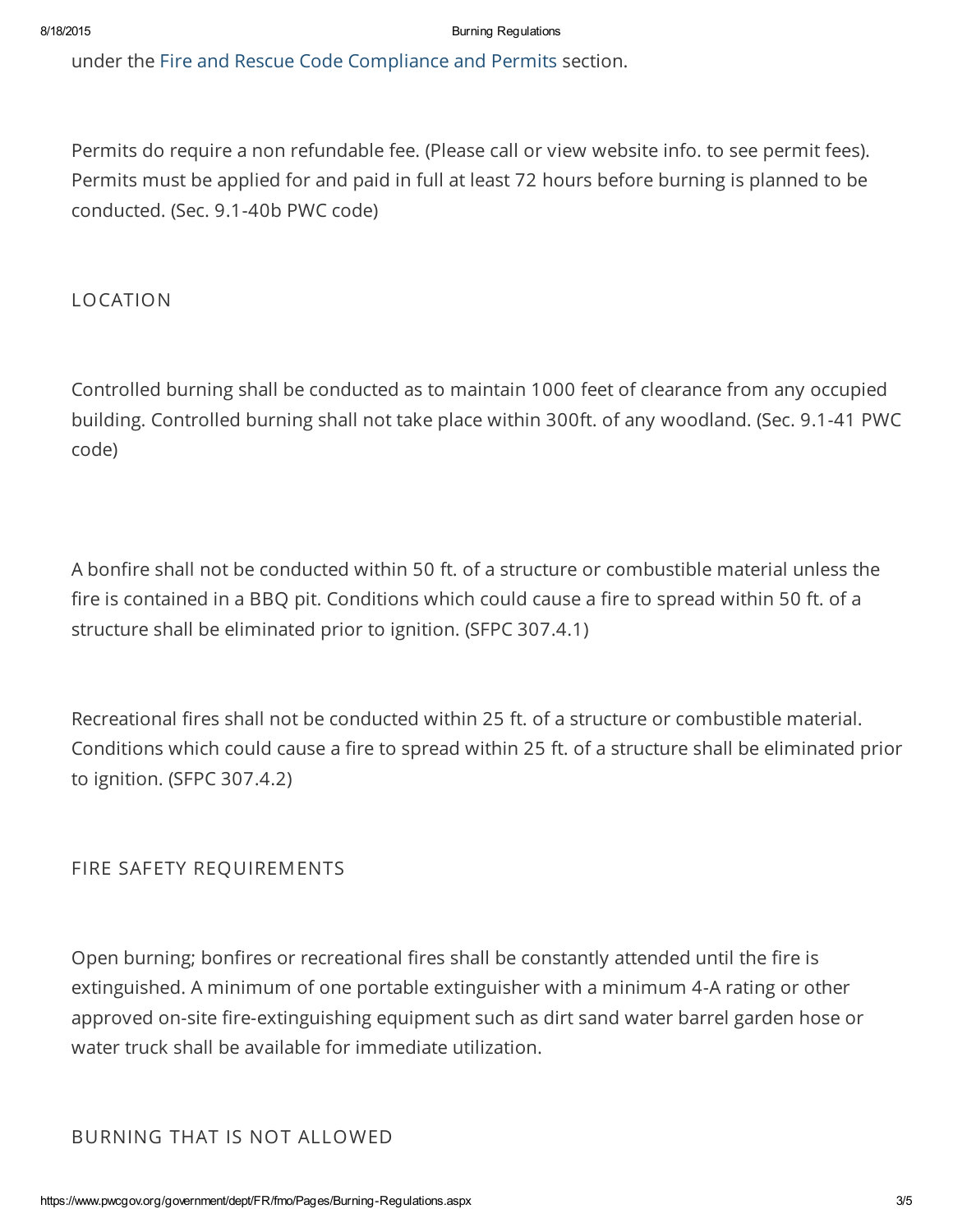under the Fire and Rescue Code Compliance and Permits section.

Permits do require a non refundable fee. (Please call or view website info. to see permit fees). Permits must be applied for and paid in full at least 72 hours before burning is planned to be conducted. (Sec. 9.1-40b PWC code)

## LOCATION

Controlled burning shall be conducted as to maintain 1000 feet of clearance from any occupied building. Controlled burning shall not take place within 300ft. of any woodland. (Sec. 9.1-41 PWC code)

A bonfire shall not be conducted within 50 ft. of a structure or combustible material unless the fire is contained in a BBQ pit. Conditions which could cause a fire to spread within 50 ft. of a structure shall be eliminated prior to ignition. (SFPC 307.4.1)

Recreational fires shall not be conducted within 25 ft. of a structure or combustible material. Conditions which could cause a fire to spread within 25 ft. of a structure shall be eliminated prior to ignition. (SFPC 307.4.2)

## FIRE SAFETY REQUIREMENTS

Open burning; bonfires or recreational fires shall be constantly attended until the fire is extinguished. A minimum of one portable extinguisher with a minimum 4-A rating or other approved on-site fire-extinguishing equipment such as dirt sand water barrel garden hose or water truck shall be available for immediate utilization.

## BURNING THAT IS NOT ALLOWED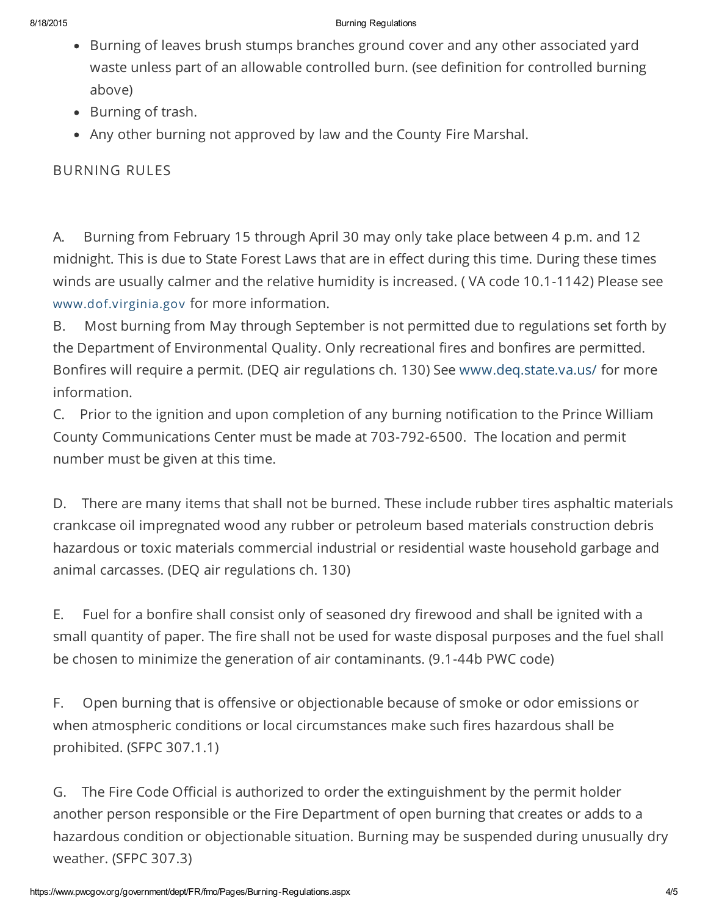- Burning of leaves brush stumps branches ground cover and any other associated yard waste unless part of an allowable controlled burn. (see definition for controlled burning above)
- Burning of trash.
- Any other burning not approved by law and the County Fire Marshal.

## BURNING RULES

A. Burning from February 15 through April 30 may only take place between 4 p.m. and 12 midnight. This is due to State Forest Laws that are in effect during this time. During these times winds are usually calmer and the relative humidity is increased. ( VA code 10.1-1142) Please see www.dof.virginia.gov for more information.

B. Most burning from May through September is not permitted due to regulations set forth by the Department of Environmental Quality. Only recreational fires and bonfires are permitted. Bonfires will require a permit. (DEQ air regulations ch. 130) See www.deq.state.va.us/ for more information.

C. Prior to the ignition and upon completion of any burning notification to the Prince William County Communications Center must be made at 703-792-6500. The location and permit number must be given at this time.

D. There are many items that shall not be burned. These include rubber tires asphaltic materials crankcase oil impregnated wood any rubber or petroleum based materials construction debris hazardous or toxic materials commercial industrial or residential waste household garbage and animal carcasses. (DEQ air regulations ch. 130)

E. Fuel for a bonfire shall consist only of seasoned dry firewood and shall be ignited with a small quantity of paper. The fire shall not be used for waste disposal purposes and the fuel shall be chosen to minimize the generation of air contaminants. (9.1-44b PWC code)

F. Open burning that is offensive or objectionable because of smoke or odor emissions or when atmospheric conditions or local circumstances make such fires hazardous shall be prohibited. (SFPC 307.1.1)

G. The Fire Code Official is authorized to order the extinguishment by the permit holder another person responsible or the Fire Department of open burning that creates or adds to a hazardous condition or objectionable situation. Burning may be suspended during unusually dry weather. (SFPC 307.3)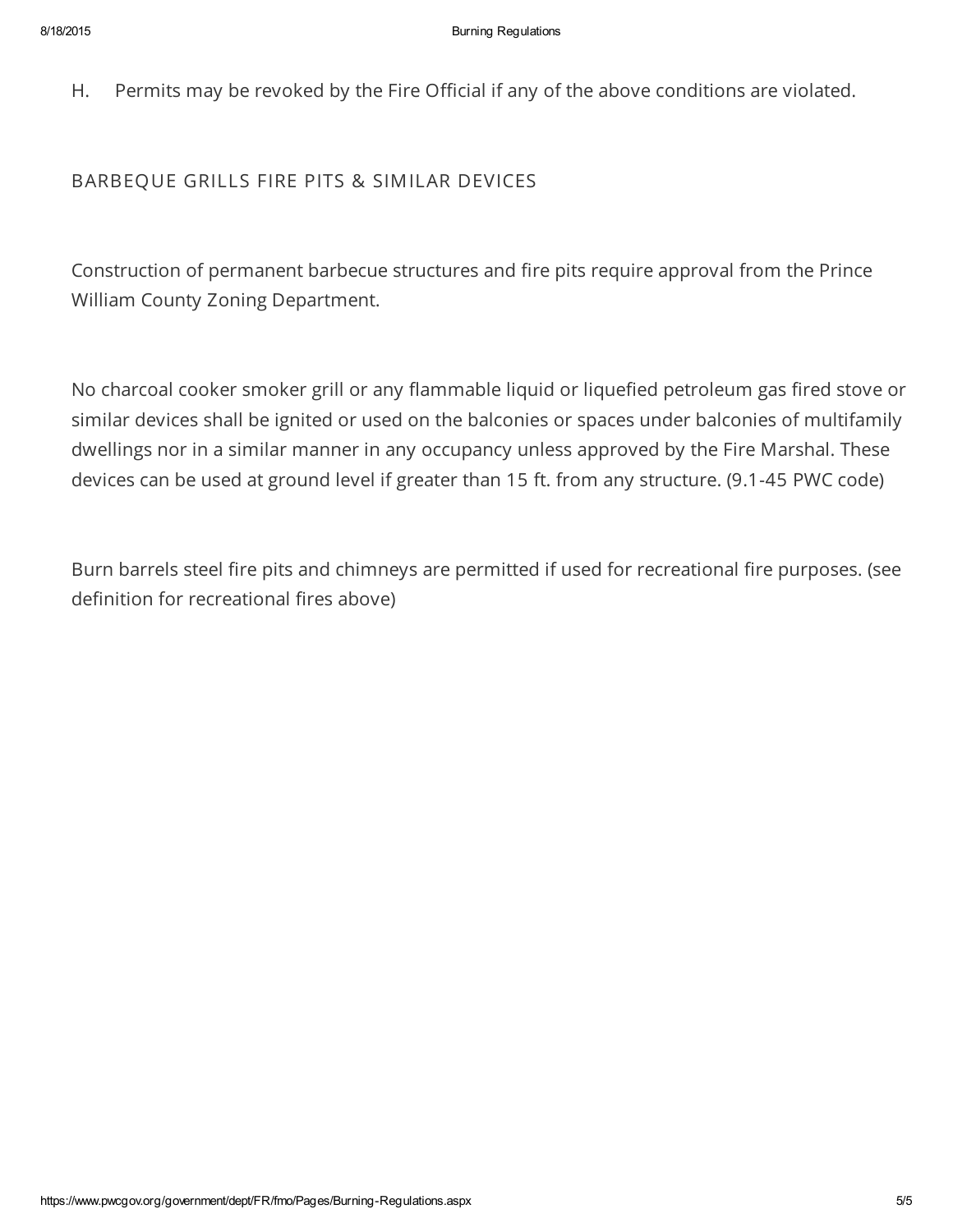H. Permits may be revoked by the Fire Official if any of the above conditions are violated.

## BARBEQUE GRILLS FIRE PITS & SIMILAR DEVICES

Construction of permanent barbecue structures and fire pits require approval from the Prince William County Zoning Department.

No charcoal cooker smoker grill or any flammable liquid or liquefied petroleum gas fired stove or similar devices shall be ignited or used on the balconies or spaces under balconies of multifamily dwellings nor in a similar manner in any occupancy unless approved by the Fire Marshal. These devices can be used at ground level if greater than 15 ft. from any structure. (9.1-45 PWC code)

Burn barrels steel fire pits and chimneys are permitted if used for recreational fire purposes. (see definition for recreational fires above)